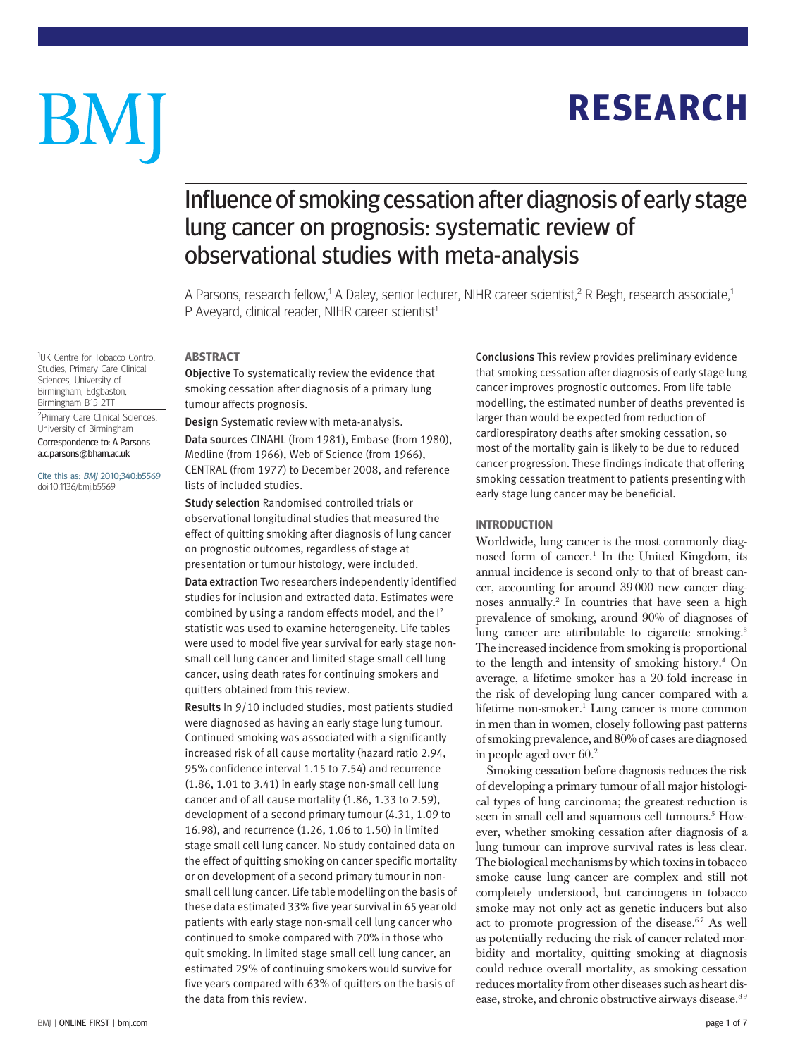# RESEARCH

# Influence of smoking cessation after diagnosis of early stage lung cancer on prognosis: systematic review of observational studies with meta-analysis

A Parsons, research fellow,[1] A Daley, senior lecturer, NIHR career scientist,[2] R Begh, research associate,[1] P Aveyard, clinical reader, NIHR career scientist[1]

[1]UK Centre for Tobacco Control Studies, Primary Care Clinical Sciences, University of Birmingham, Edgbaston, Birmingham B15 2TT

[2]Primary Care Clinical Sciences, University of Birmingham

Correspondence to: A Parsons a.c.parsons@bham.ac.uk

Cite this as: *BMJ* 2010;340:b5569 doi:10.1136/bmj.b5569

## ABSTRACT

**Objective** To systematically review the evidence that smoking cessation after diagnosis of a primary lung tumour affects prognosis.

**Design** Systematic review with meta-analysis.

**Data sources** CINAHL (from 1981), Embase (from 1980), Medline (from 1966), Web of Science (from 1966), CENTRAL (from 1977) to December 2008, and reference lists of included studies.

**Study selection** Randomised controlled trials or observational longitudinal studies that measured the effect of quitting smoking after diagnosis of lung cancer on prognostic outcomes, regardless of stage at presentation or tumour histology, were included.

**Data extraction** Two researchers independently identified studies for inclusion and extracted data. Estimates were combined by using a random effects model, and the $I^2$ statistic was used to examine heterogeneity. Life tables were used to model five year survival for early stage non-small cell lung cancer and limited stage small cell lung cancer, using death rates for continuing smokers and quitters obtained from this review.

**Results** In 9/10 included studies, most patients studied were diagnosed as having an early stage lung tumour. Continued smoking was associated with a significantly increased risk of all cause mortality (hazard ratio 2.94, 95% confidence interval 1.15 to 7.54) and recurrence (1.86, 1.01 to 3.41) in early stage non-small cell lung cancer and of all cause mortality (1.86, 1.33 to 2.59), development of a second primary tumour (4.31, 1.09 to 16.98), and recurrence (1.26, 1.06 to 1.50) in limited stage small cell lung cancer. No study contained data on the effect of quitting smoking on cancer specific mortality or on development of a second primary tumour in non-small cell lung cancer. Life table modelling on the basis of these data estimated 33% five year survival in 65 year old patients with early stage non-small cell lung cancer who continued to smoke compared with 70% in those who quit smoking. In limited stage small cell lung cancer, an estimated 29% of continuing smokers would survive for five years compared with 63% of quitters on the basis of the data from this review.

**Conclusions** This review provides preliminary evidence that smoking cessation after diagnosis of early stage lung cancer improves prognostic outcomes. From life table modelling, the estimated number of deaths prevented is larger than would be expected from reduction of cardiorespiratory deaths after smoking cessation, so most of the mortality gain is likely to be due to reduced cancer progression. These findings indicate that offering smoking cessation treatment to patients presenting with early stage lung cancer may be beneficial.

## INTRODUCTION

Worldwide, lung cancer is the most commonly diagnosed form of cancer.[1] In the United Kingdom, its annual incidence is second only to that of breast cancer, accounting for around 39 000 new cancer diagnoses annually.[2] In countries that have seen a high prevalence of smoking, around 90% of diagnoses of lung cancer are attributable to cigarette smoking.[3] The increased incidence from smoking is proportional to the length and intensity of smoking history.[4] On average, a lifetime smoker has a 20-fold increase in the risk of developing lung cancer compared with a lifetime non-smoker.[1] Lung cancer is more common in men than in women, closely following past patterns of smoking prevalence, and 80% of cases are diagnosed in people aged over 60.[2]

Smoking cessation before diagnosis reduces the risk of developing a primary tumour of all major histological types of lung carcinoma; the greatest reduction is seen in small cell and squamous cell tumours.[5] However, whether smoking cessation after diagnosis of a lung tumour can improve survival rates is less clear. The biological mechanisms by which toxins in tobacco smoke cause lung cancer are complex and still not completely understood, but carcinogens in tobacco smoke may not only act as genetic inducers but also act to promote progression of the disease.[6,7] As well as potentially reducing the risk of cancer related morbidity and mortality, quitting smoking at diagnosis could reduce overall mortality, as smoking cessation reduces mortality from other diseases such as heart disease, stroke, and chronic obstructive airways disease.[8,9]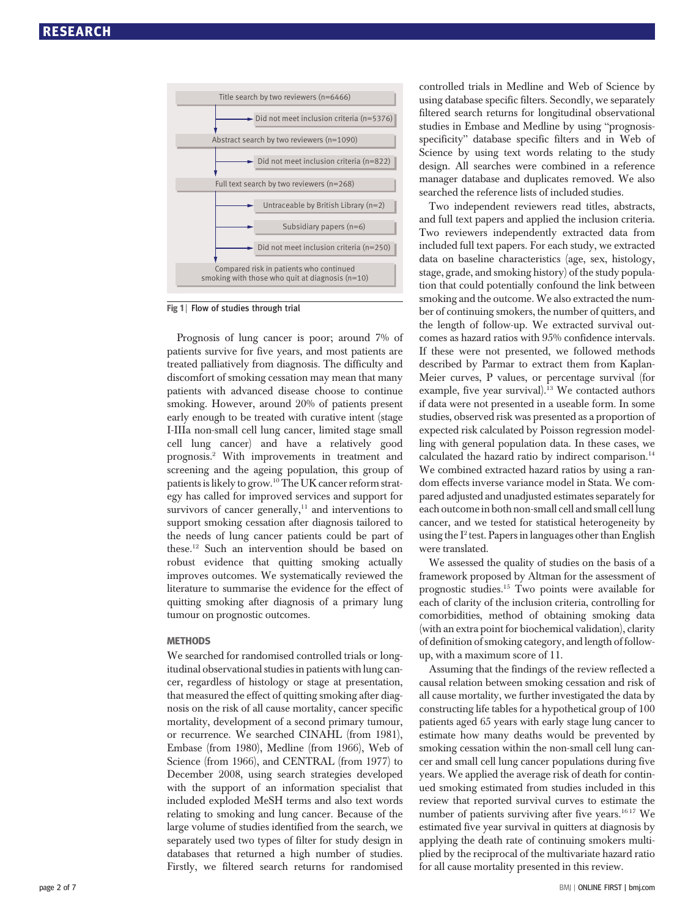Title search by two reviewers (n=6466)

Did not meet inclusion criteria (n=5376)

Abstract search by two reviewers (n=1090)

Did not meet inclusion criteria (n=822)

Full text search by two reviewers (n=268)

Untraceable by British Library (n=2)

Subsidiary papers (n=6)

Did not meet inclusion criteria (n=250)

Compared risk in patients who continued smoking with those who quit at diagnosis (n=10)

**Fig 1** | Flow of studies through trial

Prognosis of lung cancer is poor; around 7% of patients survive for five years, and most patients are treated palliatively from diagnosis. The difficulty and discomfort of smoking cessation may mean that many patients with advanced disease choose to continue smoking. However, around 20% of patients present early enough to be treated with curative intent (stage I-IIIa non-small cell lung cancer, limited stage small cell lung cancer) and have a relatively good prognosis.[2] With improvements in treatment and screening and the ageing population, this group of patients is likely to grow.[10] The UK cancer reform strategy has called for improved services and support for survivors of cancer generally,[11] and interventions to support smoking cessation after diagnosis tailored to the needs of lung cancer patients could be part of these.[12] Such an intervention should be based on robust evidence that quitting smoking actually improves outcomes. We systematically reviewed the literature to summarise the evidence for the effect of quitting smoking after diagnosis of a primary lung tumour on prognostic outcomes.

## METHODS

We searched for randomised controlled trials or longitudinal observational studies in patients with lung cancer, regardless of histology or stage at presentation, that measured the effect of quitting smoking after diagnosis on the risk of all cause mortality, cancer specific mortality, development of a second primary tumour, or recurrence. We searched CINAHL (from 1981), Embase (from 1980), Medline (from 1966), Web of Science (from 1966), and CENTRAL (from 1977) to December 2008, using search strategies developed with the support of an information specialist that included exploded MeSH terms and also text words relating to smoking and lung cancer. Because of the large volume of studies identified from the search, we separately used two types of filter for study design in databases that returned a high number of studies. Firstly, we filtered search returns for randomised controlled trials in Medline and Web of Science by using database specific filters. Secondly, we separately filtered search returns for longitudinal observational studies in Embase and Medline by using "prognosis-specificity" database specific filters and in Web of Science by using text words relating to the study design. All searches were combined in a reference manager database and duplicates removed. We also searched the reference lists of included studies.

Two independent reviewers read titles, abstracts, and full text papers and applied the inclusion criteria. Two reviewers independently extracted data from included full text papers. For each study, we extracted data on baseline characteristics (age, sex, histology, stage, grade, and smoking history) of the study population that could potentially confound the link between smoking and the outcome. We also extracted the number of continuing smokers, the number of quitters, and the length of follow-up. We extracted survival outcomes as hazard ratios with 95% confidence intervals. If these were not presented, we followed methods described by Parmar to extract them from Kaplan-Meier curves, P values, or percentage survival (for example, five year survival).[13] We contacted authors if data were not presented in a useable form. In some studies, observed risk was presented as a proportion of expected risk calculated by Poisson regression modelling with general population data. In these cases, we calculated the hazard ratio by indirect comparison.[14] We combined extracted hazard ratios by using a random effects inverse variance model in Stata. We compared adjusted and unadjusted estimates separately for each outcome in both non-small cell and small cell lung cancer, and we tested for statistical heterogeneity by using the $I^2$ test. Papers in languages other than English were translated.

We assessed the quality of studies on the basis of a framework proposed by Altman for the assessment of prognostic studies.[15] Two points were available for each of clarity of the inclusion criteria, controlling for comorbidities, method of obtaining smoking data (with an extra point for biochemical validation), clarity of definition of smoking category, and length of follow-up, with a maximum score of 11.

Assuming that the findings of the review reflected a causal relation between smoking cessation and risk of all cause mortality, we further investigated the data by constructing life tables for a hypothetical group of 100 patients aged 65 years with early stage lung cancer to estimate how many deaths would be prevented by smoking cessation within the non-small cell lung cancer and small cell lung cancer populations during five years. We applied the average risk of death for continued smoking estimated from studies included in this review that reported survival curves to estimate the number of patients surviving after five years.[16,17] We estimated five year survival in quitters at diagnosis by applying the death rate of continuing smokers multiplied by the reciprocal of the multivariate hazard ratio for all cause mortality presented in this review.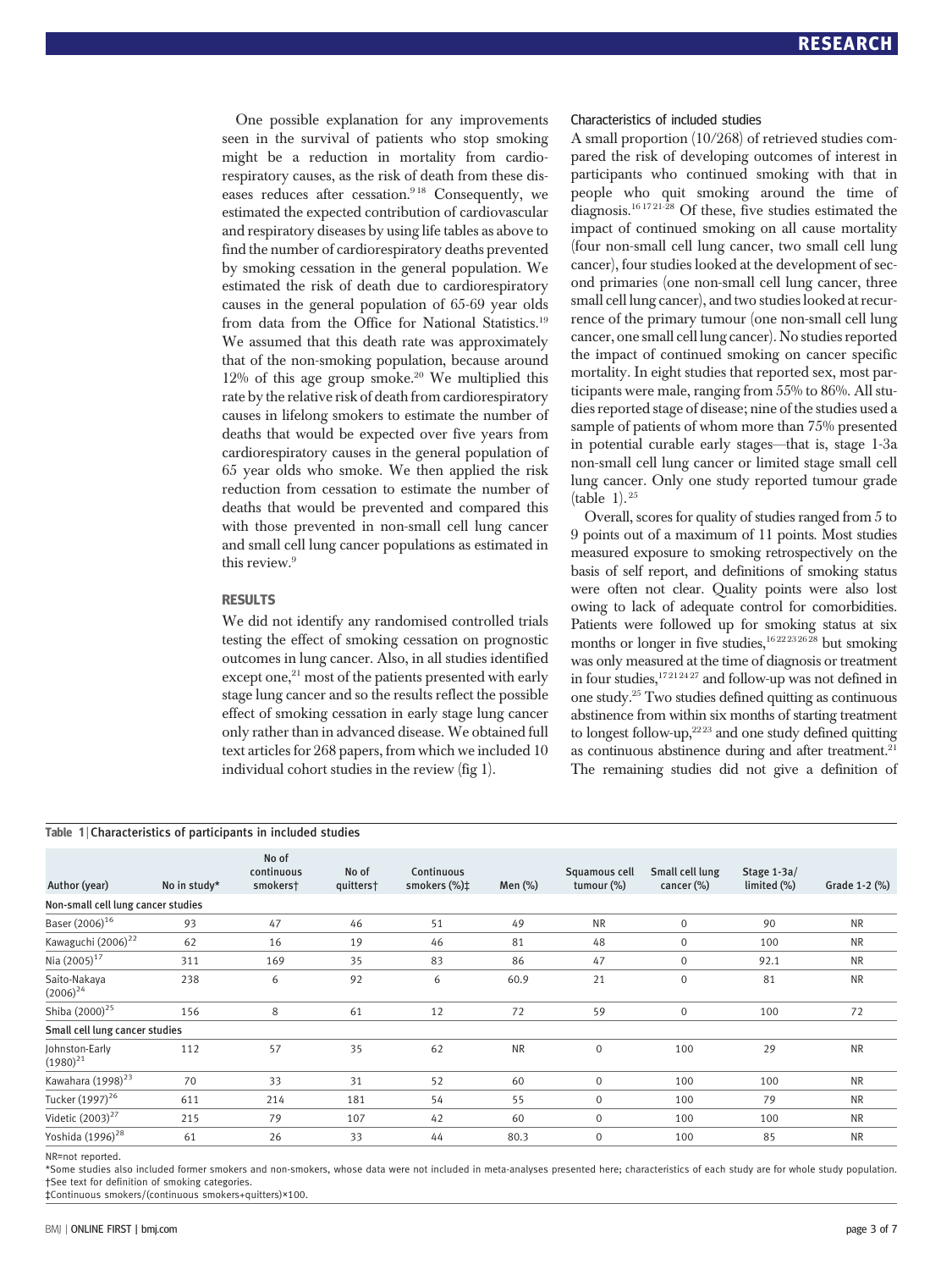One possible explanation for any improvements seen in the survival of patients who stop smoking might be a reduction in mortality from cardiorespiratory causes, as the risk of death from these diseases reduces after cessation.[9 18] Consequently, we estimated the expected contribution of cardiovascular and respiratory diseases by using life tables as above to find the number of cardiorespiratory deaths prevented by smoking cessation in the general population. We estimated the risk of death due to cardiorespiratory causes in the general population of 65-69 year olds from data from the Office for National Statistics.[19] We assumed that this death rate was approximately that of the non-smoking population, because around 12% of this age group smoke.[20] We multiplied this rate by the relative risk of death from cardiorespiratory causes in lifelong smokers to estimate the number of deaths that would be expected over five years from cardiorespiratory causes in the general population of 65 year olds who smoke. We then applied the risk reduction from cessation to estimate the number of deaths that would be prevented and compared this with those prevented in non-small cell lung cancer and small cell lung cancer populations as estimated in this review.[9]

## RESULTS

We did not identify any randomised controlled trials testing the effect of smoking cessation on prognostic outcomes in lung cancer. Also, in all studies identified except one,[21] most of the patients presented with early stage lung cancer and so the results reflect the possible effect of smoking cessation in early stage lung cancer only rather than in advanced disease. We obtained full text articles for 268 papers, from which we included 10 individual cohort studies in the review (fig 1).

### Characteristics of included studies

A small proportion (10/268) of retrieved studies compared the risk of developing outcomes of interest in participants who continued smoking with that in people who quit smoking around the time of diagnosis.[16 17 21-28] Of these, five studies estimated the impact of continued smoking on all cause mortality (four non-small cell lung cancer, two small cell lung cancer), four studies looked at the development of second primaries (one non-small cell lung cancer, three small cell lung cancer), and two studies looked at recurrence of the primary tumour (one non-small cell lung cancer, one small cell lung cancer). No studies reported the impact of continued smoking on cancer specific mortality. In eight studies that reported sex, most participants were male, ranging from 55% to 86%. All studies reported stage of disease; nine of the studies used a sample of patients of whom more than 75% presented in potential curable early stages—that is, stage 1-3a non-small cell lung cancer or limited stage small cell lung cancer. Only one study reported tumour grade (table 1).[25]

Overall, scores for quality of studies ranged from 5 to 9 points out of a maximum of 11 points. Most studies measured exposure to smoking retrospectively on the basis of self report, and definitions of smoking status were often not clear. Quality points were also lost owing to lack of adequate control for comorbidities. Patients were followed up for smoking status at six months or longer in five studies,[16 22 23 26 28] but smoking was only measured at the time of diagnosis or treatment in four studies,[17 21 24 27] and follow-up was not defined in one study.[25] Two studies defined quitting as continuous abstinence from within six months of starting treatment to longest follow-up,[22 23] and one study defined quitting as continuous abstinence during and after treatment.[21] The remaining studies did not give a definition of

**Table 1 | Characteristics of participants in included studies**

| Author (year) | No in study* | No of continuous smokers† | No of quitters† | Continuous smokers (%)‡ | Men (%) | Squamous cell tumour (%) | Small cell lung cancer (%) | Stage 1-3a/ limited (%) | Grade 1-2 (%) |
|---|---|---|---|---|---|---|---|---|---|
| **Non-small cell lung cancer studies** | | | | | | | | | |
| Baser (2006)[16] | 93 | 47 | 46 | 51 | 49 | NR | 0 | 90 | NR |
| Kawaguchi (2006)[22] | 62 | 16 | 19 | 46 | 81 | 48 | 0 | 100 | NR |
| Nia (2005)[17] | 311 | 169 | 35 | 83 | 86 | 47 | 0 | 92.1 | NR |
| Saito-Nakaya (2006)[24] | 238 | 6 | 92 | 6 | 60.9 | 21 | 0 | 81 | NR |
| Shiba (2000)[25] | 156 | 8 | 61 | 12 | 72 | 59 | 0 | 100 | 72 |
| **Small cell lung cancer studies** | | | | | | | | | |
| Johnston-Early (1980)[21] | 112 | 57 | 35 | 62 | NR | 0 | 100 | 29 | NR |
| Kawahara (1998)[23] | 70 | 33 | 31 | 52 | 60 | 0 | 100 | 100 | NR |
| Tucker (1997)[26] | 611 | 214 | 181 | 54 | 55 | 0 | 100 | 79 | NR |
| Videtic (2003)[27] | 215 | 79 | 107 | 42 | 60 | 0 | 100 | 100 | NR |
| Yoshida (1996)[28] | 61 | 26 | 33 | 44 | 80.3 | 0 | 100 | 85 | NR |

NR=not reported.
*Some studies also included former smokers and non-smokers, whose data were not included in meta-analyses presented here; characteristics of each study are for whole study population.
†See text for definition of smoking categories.
‡Continuous smokers/(continuous smokers+quitters)×100.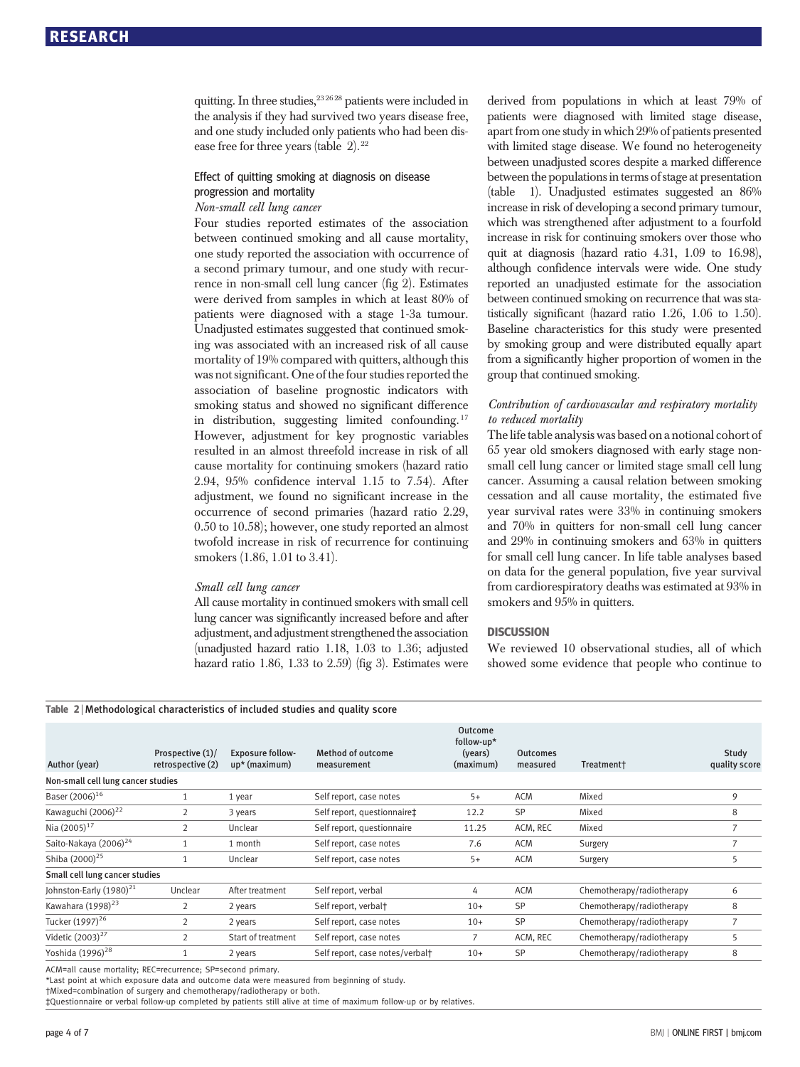quitting. In three studies,[23 26 28] patients were included in the analysis if they had survived two years disease free, and one study included only patients who had been disease free for three years (table 2).[22]

### Effect of quitting smoking at diagnosis on disease progression and mortality

*Non-small cell lung cancer*

Four studies reported estimates of the association between continued smoking and all cause mortality, one study reported the association with occurrence of a second primary tumour, and one study with recurrence in non-small cell lung cancer (fig 2). Estimates were derived from samples in which at least 80% of patients were diagnosed with a stage 1-3a tumour. Unadjusted estimates suggested that continued smoking was associated with an increased risk of all cause mortality of 19% compared with quitters, although this was not significant. One of the four studies reported the association of baseline prognostic indicators with smoking status and showed no significant difference in distribution, suggesting limited confounding.[17] However, adjustment for key prognostic variables resulted in an almost threefold increase in risk of all cause mortality for continuing smokers (hazard ratio 2.94, 95% confidence interval 1.15 to 7.54). After adjustment, we found no significant increase in the occurrence of second primaries (hazard ratio 2.29, 0.50 to 10.58); however, one study reported an almost twofold increase in risk of recurrence for continuing smokers (1.86, 1.01 to 3.41).

*Small cell lung cancer*

All cause mortality in continued smokers with small cell lung cancer was significantly increased before and after adjustment, and adjustment strengthened the association (unadjusted hazard ratio 1.18, 1.03 to 1.36; adjusted hazard ratio 1.86, 1.33 to 2.59) (fig 3). Estimates were derived from populations in which at least 79% of patients were diagnosed with limited stage disease, apart from one study in which 29% of patients presented with limited stage disease. We found no heterogeneity between unadjusted scores despite a marked difference between the populations in terms of stage at presentation (table 1). Unadjusted estimates suggested an 86% increase in risk of developing a second primary tumour, which was strengthened after adjustment to a fourfold increase in risk for continuing smokers over those who quit at diagnosis (hazard ratio 4.31, 1.09 to 16.98), although confidence intervals were wide. One study reported an unadjusted estimate for the association between continued smoking on recurrence that was statistically significant (hazard ratio 1.26, 1.06 to 1.50). Baseline characteristics for this study were presented by smoking group and were distributed equally apart from a significantly higher proportion of women in the group that continued smoking.

*Contribution of cardiovascular and respiratory mortality to reduced mortality*

The life table analysis was based on a notional cohort of 65 year old smokers diagnosed with early stage non-small cell lung cancer or limited stage small cell lung cancer. Assuming a causal relation between smoking cessation and all cause mortality, the estimated five year survival rates were 33% in continuing smokers and 70% in quitters for non-small cell lung cancer and 29% in continuing smokers and 63% in quitters for small cell lung cancer. In life table analyses based on data for the general population, five year survival from cardiorespiratory deaths was estimated at 93% in smokers and 95% in quitters.

## DISCUSSION

We reviewed 10 observational studies, all of which showed some evidence that people who continue to

**Table 2 | Methodological characteristics of included studies and quality score**

| Author (year) | Prospective (1)/ retrospective (2) | Exposure follow-up* (maximum) | Method of outcome measurement | Outcome follow-up* (years) (maximum) | Outcomes measured | Treatment† | Study quality score |
|---|---|---|---|---|---|---|---|
| **Non-small cell lung cancer studies** | | | | | | | |
| Baser (2006)[16] | 1 | 1 year | Self report, case notes | 5+ | ACM | Mixed | 9 |
| Kawaguchi (2006)[22] | 2 | 3 years | Self report, questionnaire‡ | 12.2 | SP | Mixed | 8 |
| Nia (2005)[17] | 2 | Unclear | Self report, questionnaire | 11.25 | ACM, REC | Mixed | 7 |
| Saito-Nakaya (2006)[24] | 1 | 1 month | Self report, case notes | 7.6 | ACM | Surgery | 7 |
| Shiba (2000)[25] | 1 | Unclear | Self report, case notes | 5+ | ACM | Surgery | 5 |
| **Small cell lung cancer studies** | | | | | | | |
| Johnston-Early (1980)[21] | Unclear | After treatment | Self report, verbal | 4 | ACM | Chemotherapy/radiotherapy | 6 |
| Kawahara (1998)[23] | 2 | 2 years | Self report, verbal† | 10+ | SP | Chemotherapy/radiotherapy | 8 |
| Tucker (1997)[26] | 2 | 2 years | Self report, case notes | 10+ | SP | Chemotherapy/radiotherapy | 7 |
| Videtic (2003)[27] | 2 | Start of treatment | Self report, case notes | 7 | ACM, REC | Chemotherapy/radiotherapy | 5 |
| Yoshida (1996)[28] | 1 | 2 years | Self report, case notes/verbal† | 10+ | SP | Chemotherapy/radiotherapy | 8 |

ACM=all cause mortality; REC=recurrence; SP=second primary.
*Last point at which exposure data and outcome data were measured from beginning of study.
†Mixed=combination of surgery and chemotherapy/radiotherapy or both.
‡Questionnaire or verbal follow-up completed by patients still alive at time of maximum follow-up or by relatives.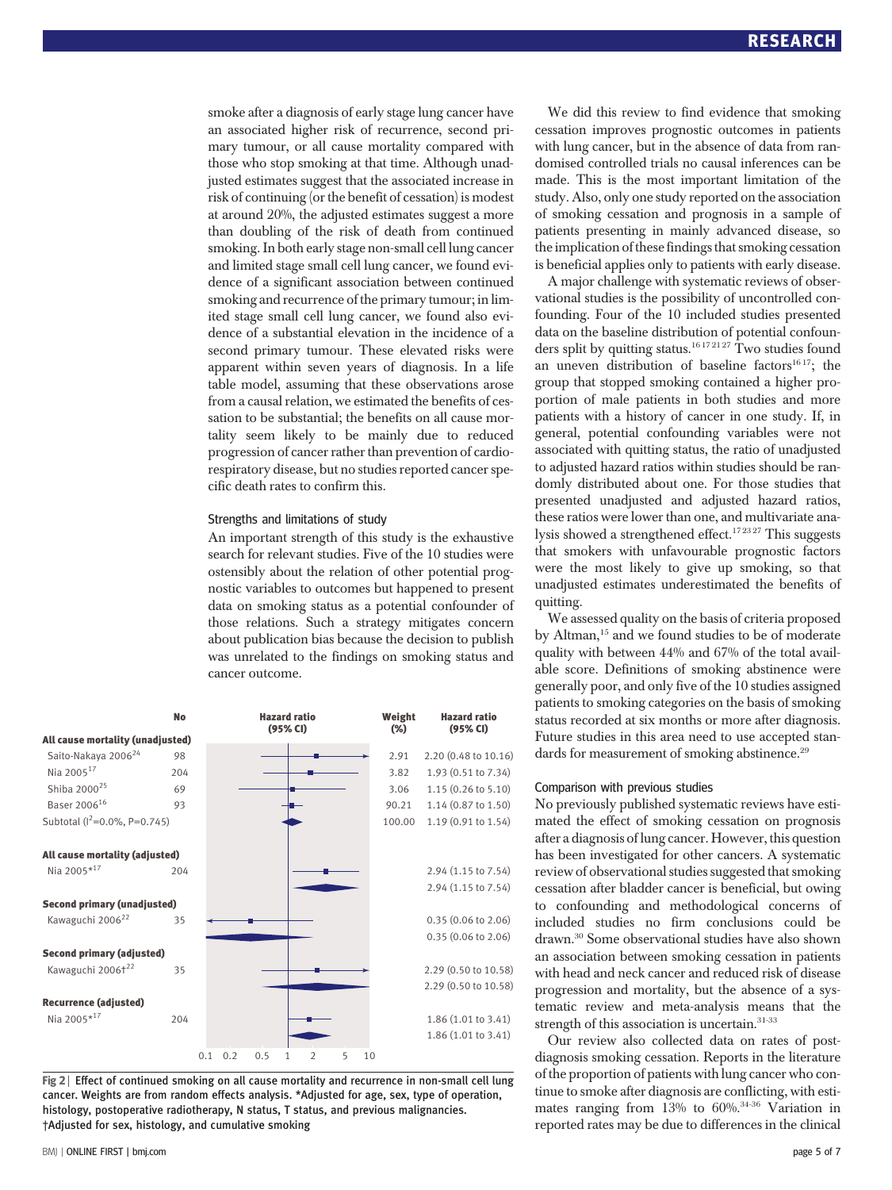smoke after a diagnosis of early stage lung cancer have an associated higher risk of recurrence, second primary tumour, or all cause mortality compared with those who stop smoking at that time. Although unadjusted estimates suggest that the associated increase in risk of continuing (or the benefit of cessation) is modest at around 20%, the adjusted estimates suggest a more than doubling of the risk of death from continued smoking. In both early stage non-small cell lung cancer and limited stage small cell lung cancer, we found evidence of a significant association between continued smoking and recurrence of the primary tumour; in limited stage small cell lung cancer, we found also evidence of a substantial elevation in the incidence of a second primary tumour. These elevated risks were apparent within seven years of diagnosis. In a life table model, assuming that these observations arose from a causal relation, we estimated the benefits of cessation to be substantial; the benefits on all cause mortality seem likely to be mainly due to reduced progression of cancer rather than prevention of cardiorespiratory disease, but no studies reported cancer specific death rates to confirm this.

### Strengths and limitations of study

An important strength of this study is the exhaustive search for relevant studies. Five of the 10 studies were ostensibly about the relation of other potential prognostic variables to outcomes but happened to present data on smoking status as a potential confounder of those relations. Such a strategy mitigates concern about publication bias because the decision to publish was unrelated to the findings on smoking status and cancer outcome.

No

Hazard ratio (95% CI)

Weight (%)

Hazard ratio (95% CI)

**All cause mortality (unadjusted)**

Saito-Nakaya 2006[24] 98 2.91 2.20 (0.48 to 10.16)

Nia 2005[17] 204 3.82 1.93 (0.51 to 7.34)

Shiba 2000[25] 69 3.06 1.15 (0.26 to 5.10)

Baser 2006[16] 93 90.21 1.14 (0.87 to 1.50)

Subtotal ($I^2$=0.0%, P=0.745) 100.00 1.19 (0.91 to 1.54)

**All cause mortality (adjusted)**

Nia 2005*[17] 204 2.94 (1.15 to 7.54)

2.94 (1.15 to 7.54)

**Second primary (unadjusted)**

Kawaguchi 2006[22] 35 0.35 (0.06 to 2.06)

0.35 (0.06 to 2.06)

**Second primary (adjusted)**

Kawaguchi 2006†[22] 35 2.29 (0.50 to 10.58)

2.29 (0.50 to 10.58)

**Recurrence (adjusted)**

Nia 2005*[17] 204 1.86 (1.01 to 3.41)

1.86 (1.01 to 3.41)

0.1 0.2 0.5 1 2 5 10

**Fig 2** | Effect of continued smoking on all cause mortality and recurrence in non-small cell lung cancer. Weights are from random effects analysis. *Adjusted for age, sex, type of operation, histology, postoperative radiotherapy, N status, T status, and previous malignancies. †Adjusted for sex, histology, and cumulative smoking

We did this review to find evidence that smoking cessation improves prognostic outcomes in patients with lung cancer, but in the absence of data from randomised controlled trials no causal inferences can be made. This is the most important limitation of the study. Also, only one study reported on the association of smoking cessation and prognosis in a sample of patients presenting in mainly advanced disease, so the implication of these findings that smoking cessation is beneficial applies only to patients with early disease.

A major challenge with systematic reviews of observational studies is the possibility of uncontrolled confounding. Four of the 10 included studies presented data on the baseline distribution of potential confounders split by quitting status.[16 17 21 27] Two studies found an uneven distribution of baseline factors[16 17]; the group that stopped smoking contained a higher proportion of male patients in both studies and more patients with a history of cancer in one study. If, in general, potential confounding variables were not associated with quitting status, the ratio of unadjusted to adjusted hazard ratios within studies should be randomly distributed about one. For those studies that presented unadjusted and adjusted hazard ratios, these ratios were lower than one, and multivariate analysis showed a strengthened effect.[17 23 27] This suggests that smokers with unfavourable prognostic factors were the most likely to give up smoking, so that unadjusted estimates underestimated the benefits of quitting.

We assessed quality on the basis of criteria proposed by Altman,[15] and we found studies to be of moderate quality with between 44% and 67% of the total available score. Definitions of smoking abstinence were generally poor, and only five of the 10 studies assigned patients to smoking categories on the basis of smoking status recorded at six months or more after diagnosis. Future studies in this area need to use accepted standards for measurement of smoking abstinence.[29]

### Comparison with previous studies

No previously published systematic reviews have estimated the effect of smoking cessation on prognosis after a diagnosis of lung cancer. However, this question has been investigated for other cancers. A systematic review of observational studies suggested that smoking cessation after bladder cancer is beneficial, but owing to confounding and methodological concerns of included studies no firm conclusions could be drawn.[30] Some observational studies have also shown an association between smoking cessation in patients with head and neck cancer and reduced risk of disease progression and mortality, but the absence of a systematic review and meta-analysis means that the strength of this association is uncertain.[31-33]

Our review also collected data on rates of post-diagnosis smoking cessation. Reports in the literature of the proportion of patients with lung cancer who continue to smoke after diagnosis are conflicting, with estimates ranging from 13% to 60%.[34-36] Variation in reported rates may be due to differences in the clinical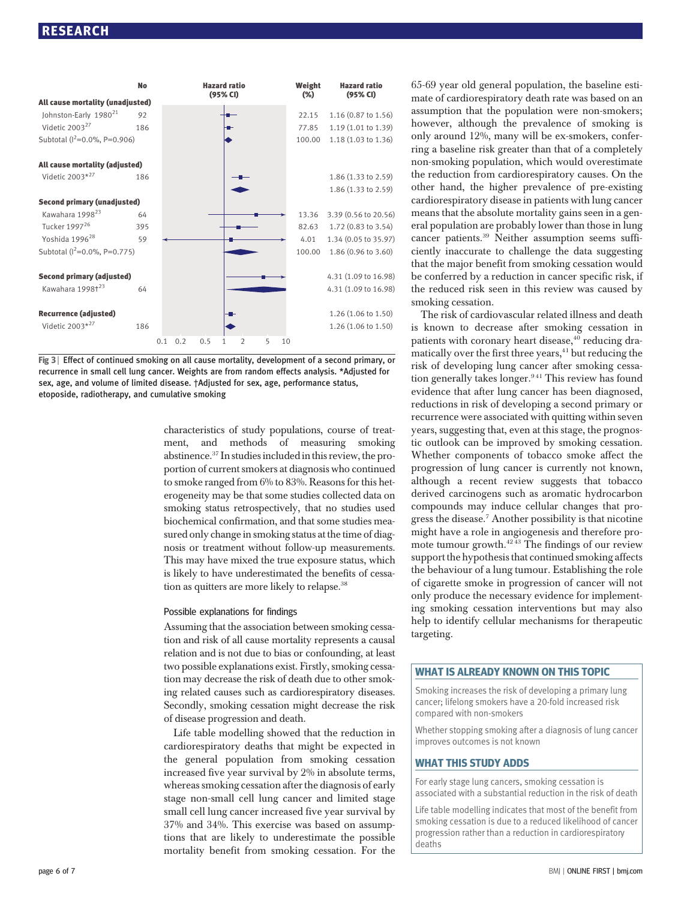No

Hazard ratio (95% CI)

Weight (%)

Hazard ratio (95% CI)

**All cause mortality (unadjusted)**

Johnston-Early 1980[21] 92 22.15 1.16 (0.87 to 1.56)

Videtic 2003[27] 186 77.85 1.19 (1.01 to 1.39)

Subtotal ($I^2$=0.0%, P=0.906) 100.00 1.18 (1.03 to 1.36)

**All cause mortality (adjusted)**

Videtic 2003*[27] 186 1.86 (1.33 to 2.59)

1.86 (1.33 to 2.59)

**Second primary (unadjusted)**

Kawahara 1998[23] 64 13.36 3.39 (0.56 to 20.56)

Tucker 1997[26] 395 82.63 1.72 (0.83 to 3.54)

Yoshida 1996[28] 59 4.01 1.34 (0.05 to 35.97)

Subtotal ($I^2$=0.0%, P=0.775) 100.00 1.86 (0.96 to 3.60)

**Second primary (adjusted)**

4.31 (1.09 to 16.98)

Kawahara 1998†[23] 64 4.31 (1.09 to 16.98)

**Recurrence (adjusted)**

1.26 (1.06 to 1.50)

Videtic 2003*[27] 186 1.26 (1.06 to 1.50)

0.1 0.2 0.5 1 2 5 10

Fig 3 | Effect of continued smoking on all cause mortality, development of a second primary, or recurrence in small cell lung cancer. Weights are from random effects analysis. *Adjusted for sex, age, and volume of limited disease. †Adjusted for sex, age, performance status, etoposide, radiotherapy, and cumulative smoking

characteristics of study populations, course of treatment, and methods of measuring smoking abstinence.[37] In studies included in this review, the proportion of current smokers at diagnosis who continued to smoke ranged from 6% to 83%. Reasons for this heterogeneity may be that some studies collected data on smoking status retrospectively, that no studies used biochemical confirmation, and that some studies measured only change in smoking status at the time of diagnosis or treatment without follow-up measurements. This may have mixed the true exposure status, which is likely to have underestimated the benefits of cessation as quitters are more likely to relapse.[38]

### Possible explanations for findings

Assuming that the association between smoking cessation and risk of all cause mortality represents a causal relation and is not due to bias or confounding, at least two possible explanations exist. Firstly, smoking cessation may decrease the risk of death due to other smoking related causes such as cardiorespiratory diseases. Secondly, smoking cessation might decrease the risk of disease progression and death.

Life table modelling showed that the reduction in cardiorespiratory deaths that might be expected in the general population from smoking cessation increased five year survival by 2% in absolute terms, whereas smoking cessation after the diagnosis of early stage non-small cell lung cancer and limited stage small cell lung cancer increased five year survival by 37% and 34%. This exercise was based on assumptions that are likely to underestimate the possible mortality benefit from smoking cessation. For the 65-69 year old general population, the baseline estimate of cardiorespiratory death rate was based on an assumption that the population were non-smokers; however, although the prevalence of smoking is only around 12%, many will be ex-smokers, conferring a baseline risk greater than that of a completely non-smoking population, which would overestimate the reduction from cardiorespiratory causes. On the other hand, the higher prevalence of pre-existing cardiorespiratory disease in patients with lung cancer means that the absolute mortality gains seen in a general population are probably lower than those in lung cancer patients.[39] Neither assumption seems sufficiently inaccurate to challenge the data suggesting that the major benefit from smoking cessation would be conferred by a reduction in cancer specific risk, if the reduced risk seen in this review was caused by smoking cessation.

The risk of cardiovascular related illness and death is known to decrease after smoking cessation in patients with coronary heart disease,[40] reducing dramatically over the first three years,[41] but reducing the risk of developing lung cancer after smoking cessation generally takes longer.[9,41] This review has found evidence that after lung cancer has been diagnosed, reductions in risk of developing a second primary or recurrence were associated with quitting within seven years, suggesting that, even at this stage, the prognostic outlook can be improved by smoking cessation. Whether components of tobacco smoke affect the progression of lung cancer is currently not known, although a recent review suggests that tobacco derived carcinogens such as aromatic hydrocarbon compounds may induce cellular changes that progress the disease.[7] Another possibility is that nicotine might have a role in angiogenesis and therefore promote tumour growth.[42,43] The findings of our review support the hypothesis that continued smoking affects the behaviour of a lung tumour. Establishing the role of cigarette smoke in progression of cancer will not only produce the necessary evidence for implementing smoking cessation interventions but may also help to identify cellular mechanisms for therapeutic targeting.

## WHAT IS ALREADY KNOWN ON THIS TOPIC

Smoking increases the risk of developing a primary lung cancer; lifelong smokers have a 20-fold increased risk compared with non-smokers

Whether stopping smoking after a diagnosis of lung cancer improves outcomes is not known

## WHAT THIS STUDY ADDS

For early stage lung cancers, smoking cessation is associated with a substantial reduction in the risk of death

Life table modelling indicates that most of the benefit from smoking cessation is due to a reduced likelihood of cancer progression rather than a reduction in cardiorespiratory deaths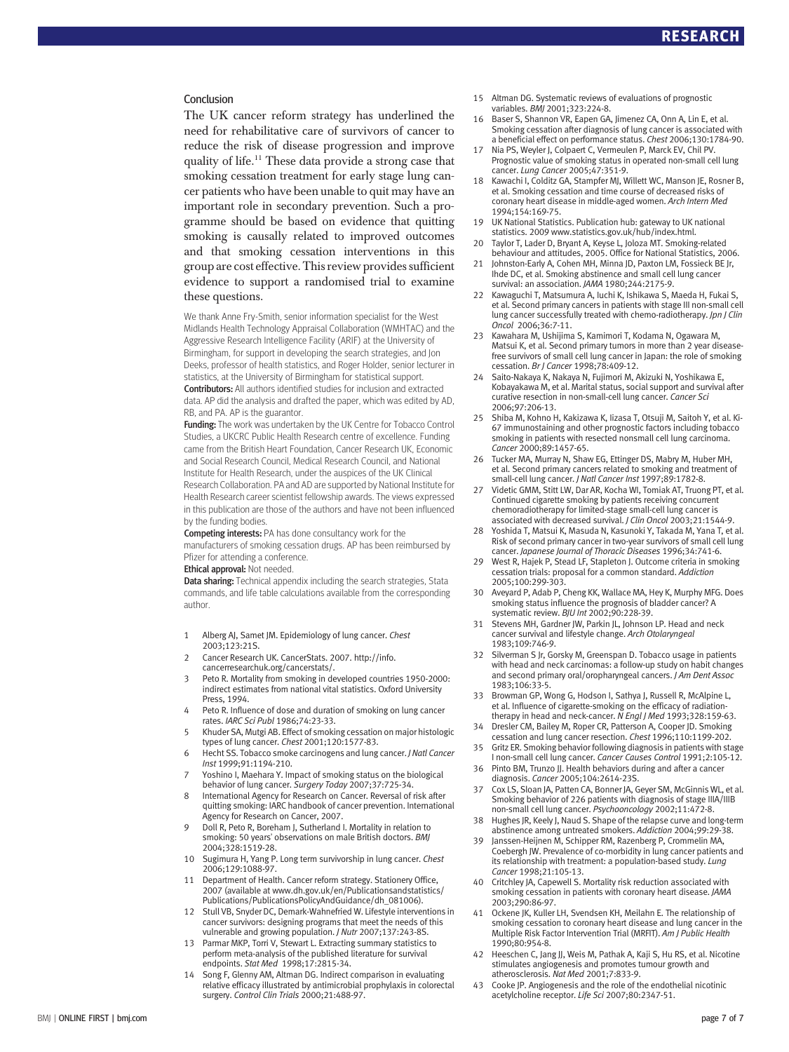### Conclusion

The UK cancer reform strategy has underlined the need for rehabilitative care of survivors of cancer to reduce the risk of disease progression and improve quality of life.[11] These data provide a strong case that smoking cessation treatment for early stage lung cancer patients who have been unable to quit may have an important role in secondary prevention. Such a programme should be based on evidence that quitting smoking is causally related to improved outcomes and that smoking cessation interventions in this group are cost effective. This review provides sufficient evidence to support a randomised trial to examine these questions.

We thank Anne Fry-Smith, senior information specialist for the West Midlands Health Technology Appraisal Collaboration (WMHTAC) and the Aggressive Research Intelligence Facility (ARIF) at the University of Birmingham, for support in developing the search strategies, and Jon Deeks, professor of health statistics, and Roger Holder, senior lecturer in statistics, at the University of Birmingham for statistical support.

**Contributors:** All authors identified studies for inclusion and extracted data. AP did the analysis and drafted the paper, which was edited by AD, RB, and PA. AP is the guarantor.

**Funding:** The work was undertaken by the UK Centre for Tobacco Control Studies, a UKCRC Public Health Research centre of excellence. Funding came from the British Heart Foundation, Cancer Research UK, Economic and Social Research Council, Medical Research Council, and National Institute for Health Research, under the auspices of the UK Clinical Research Collaboration. PA and AD are supported by National Institute for Health Research career scientist fellowship awards. The views expressed in this publication are those of the authors and have not been influenced by the funding bodies.

**Competing interests:** PA has done consultancy work for the manufacturers of smoking cessation drugs. AP has been reimbursed by Pfizer for attending a conference.

**Ethical approval:** Not needed.

**Data sharing:** Technical appendix including the search strategies, Stata commands, and life table calculations available from the corresponding author.

1. Alberg AJ, Samet JM. Epidemiology of lung cancer. *Chest* 2003;123:21S.
2. Cancer Research UK. CancerStats. 2007. http://info.cancerresearchuk.org/cancerstats/.
3. Peto R. Mortality from smoking in developed countries 1950-2000: indirect estimates from national vital statistics. Oxford University Press, 1994.
4. Peto R. Influence of dose and duration of smoking on lung cancer rates. *IARC Sci Publ* 1986;74:23-33.
5. Khuder SA, Mutgi AB. Effect of smoking cessation on major histologic types of lung cancer. *Chest* 2001;120:1577-83.
6. Hecht SS. Tobacco smoke carcinogens and lung cancer. *J Natl Cancer Inst* 1999;91:1194-210.
7. Yoshino I, Maehara Y. Impact of smoking status on the biological behavior of lung cancer. *Surgery Today* 2007;37:725-34.
8. International Agency for Research on Cancer. Reversal of risk after quitting smoking: IARC handbook of cancer prevention. International Agency for Research on Cancer, 2007.
9. Doll R, Peto R, Boreham J, Sutherland I. Mortality in relation to smoking: 50 years' observations on male British doctors. *BMJ* 2004;328:1519-28.
10. Sugimura H, Yang P. Long term survivorship in lung cancer. *Chest* 2006;129:1088-97.
11. Department of Health. Cancer reform strategy. Stationery Office, 2007 (available at www.dh.gov.uk/en/Publicationsandstatistics/Publications/PublicationsPolicyAndGuidance/dh_081006).
12. Stull VB, Snyder DC, Demark-Wahnefried W. Lifestyle interventions in cancer survivors: designing programs that meet the needs of this vulnerable and growing population. *J Nutr* 2007;137:243-8S.
13. Parmar MKP, Torri V, Stewart L. Extracting summary statistics to perform meta-analysis of the published literature for survival endpoints. *Stat Med* 1998;17:2815-34.
14. Song F, Glenny AM, Altman DG. Indirect comparison in evaluating relative efficacy illustrated by antimicrobial prophylaxis in colorectal surgery. *Control Clin Trials* 2000;21:488-97.
15. Altman DG. Systematic reviews of evaluations of prognostic variables. *BMJ* 2001;323:224-8.
16. Baser S, Shannon VR, Eapen GA, Jimenez CA, Onn A, Lin E, et al. Smoking cessation after diagnosis of lung cancer is associated with a beneficial effect on performance status. *Chest* 2006;130:1784-90.
17. Nia PS, Weyler J, Colpaert C, Vermeulen P, Marck EV, Chil PV. Prognostic value of smoking status in operated non-small cell lung cancer. *Lung Cancer* 2005;47:351-9.
18. Kawachi I, Colditz GA, Stampfer MJ, Willett WC, Manson JE, Rosner B, et al. Smoking cessation and time course of decreased risks of coronary heart disease in middle-aged women. *Arch Intern Med* 1994;154:169-75.
19. UK National Statistics. Publication hub: gateway to UK national statistics. 2009 www.statistics.gov.uk/hub/index.html.
20. Taylor T, Lader D, Bryant A, Keyse L, Joloza MT. Smoking-related behaviour and attitudes, 2005. Office for National Statistics, 2006.
21. Johnston-Early A, Cohen MH, Minna JD, Paxton LM, Fossieck BE Jr, Ihde DC, et al. Smoking abstinence and small cell lung cancer survival: an association. *JAMA* 1980;244:2175-9.
22. Kawaguchi T, Matsumura A, Iuchi K, Ishikawa S, Maeda H, Fukai S, et al. Second primary cancers in patients with stage III non-small cell lung cancer successfully treated with chemo-radiotherapy. *Jpn J Clin Oncol* 2006;36:7-11.
23. Kawahara M, Ushijima S, Kamimori T, Kodama N, Ogawara M, Matsui K, et al. Second primary tumors in more than 2 year disease-free survivors of small cell lung cancer in Japan: the role of smoking cessation. *Br J Cancer* 1998;78:409-12.
24. Saito-Nakaya K, Nakaya N, Fujimori M, Akizuki N, Yoshikawa E, Kobayakawa M, et al. Marital status, social support and survival after curative resection in non-small-cell lung cancer. *Cancer Sci* 2006;97:206-13.
25. Shiba M, Kohno H, Kakizawa K, Iizasa T, Otsuji M, Saitoh Y, et al. Ki-67 immunostaining and other prognostic factors including tobacco smoking in patients with resected nonsmall cell lung carcinoma. *Cancer* 2000;89:1457-65.
26. Tucker MA, Murray N, Shaw EG, Ettinger DS, Mabry M, Huber MH, et al. Second primary cancers related to smoking and treatment of small-cell lung cancer. *J Natl Cancer Inst* 1997;89:1782-8.
27. Videtic GMM, Stitt LW, Dar AR, Kocha WI, Tomiak AT, Truong PT, et al. Continued cigarette smoking by patients receiving concurrent chemoradiotherapy for limited-stage small-cell lung cancer is associated with decreased survival. *J Clin Oncol* 2003;21:1544-9.
28. Yoshida T, Matsui K, Masuda N, Kasunoki Y, Takada M, Yana T, et al. Risk of second primary cancer in two-year survivors of small cell lung cancer. *Japanese Journal of Thoracic Diseases* 1996;34:741-6.
29. West R, Hajek P, Stead LF, Stapleton J. Outcome criteria in smoking cessation trials: proposal for a common standard. *Addiction* 2005;100:299-303.
30. Aveyard P, Adab P, Cheng KK, Wallace MA, Hey K, Murphy MFG. Does smoking status influence the prognosis of bladder cancer? A systematic review. *BJU Int* 2002;90:228-39.
31. Stevens MH, Gardner JW, Parkin JL, Johnson LP. Head and neck cancer survival and lifestyle change. *Arch Otolaryngeal* 1983;109:746-9.
32. Silverman S Jr, Gorsky M, Greenspan D. Tobacco usage in patients with head and neck carcinomas: a follow-up study on habit changes and second primary oral/oropharyngeal cancers. *J Am Dent Assoc* 1983;106:33-5.
33. Browman GP, Wong G, Hodson I, Sathya J, Russell R, McAlpine L, et al. Influence of cigarette-smoking on the efficacy of radiation-therapy in head and neck-cancer. *N Engl J Med* 1993;328:159-63.
34. Dresler CM, Bailey M, Roper CR, Patterson A, Cooper JD. Smoking cessation and lung cancer resection. *Chest* 1996;110:1199-202.
35. Gritz ER. Smoking behavior following diagnosis in patients with stage I non-small cell lung cancer. *Cancer Causes Control* 1991;2:105-12.
36. Pinto BM, Trunzo JJ. Health behaviors during and after a cancer diagnosis. *Cancer* 2005;104:2614-23S.
37. Cox LS, Sloan JA, Patten CA, Bonner JA, Geyer SM, McGinnis WL, et al. Smoking behavior of 226 patients with diagnosis of stage IIIA/IIIB non-small cell lung cancer. *Psychooncology* 2002;11:472-8.
38. Hughes JR, Keely J, Naud S. Shape of the relapse curve and long-term abstinence among untreated smokers. *Addiction* 2004;99:29-38.
39. Janssen-Heijnen M, Schipper RM, Razenberg P, Crommelin MA, Coebergh JW. Prevalence of co-morbidity in lung cancer patients and its relationship with treatment: a population-based study. *Lung Cancer* 1998;21:105-13.
40. Critchley JA, Capewell S. Mortality risk reduction associated with smoking cessation in patients with coronary heart disease. *JAMA* 2003;290:86-97.
41. Ockene JK, Kuller LH, Svendsen KH, Meilahn E. The relationship of smoking cessation to coronary heart disease and lung cancer in the Multiple Risk Factor Intervention Trial (MRFIT). *Am J Public Health* 1990;80:954-8.
42. Heeschen C, Jang JJ, Weis M, Pathak A, Kaji S, Hu RS, et al. Nicotine stimulates angiogenesis and promotes tumour growth and atherosclerosis. *Nat Med* 2001;7:833-9.
43. Cooke JP. Angiogenesis and the role of the endothelial nicotinic acetylcholine receptor. *Life Sci* 2007;80:2347-51.